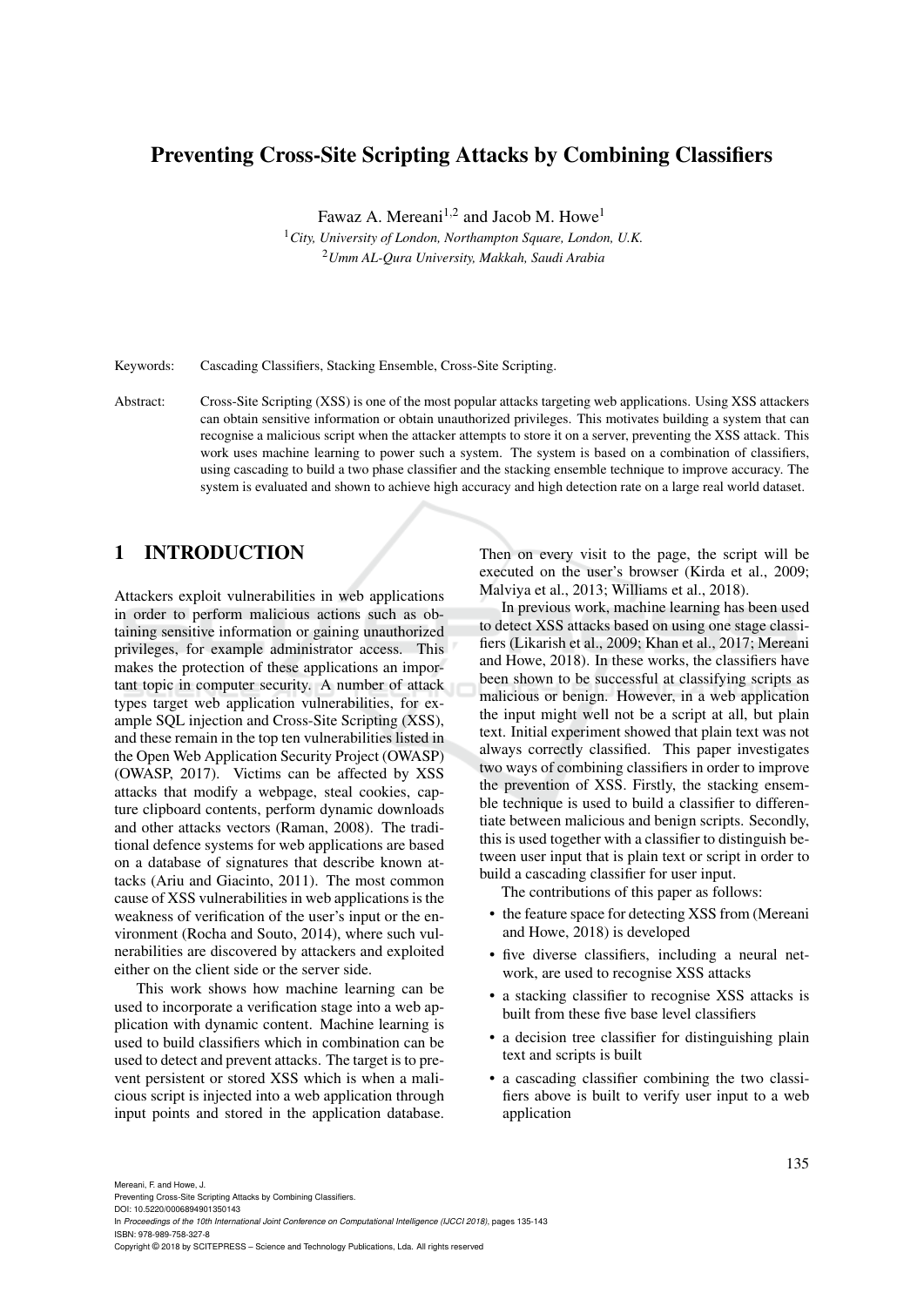# Preventing Cross-Site Scripting Attacks by Combining Classifiers

Fawaz A. Mereani[1,2] and Jacob M. Howe[1]

[1] *City, University of London, Northampton Square, London, U.K.*
[2] *Umm AL-Qura University, Makkah, Saudi Arabia*

Keywords: Cascading Classifiers, Stacking Ensemble, Cross-Site Scripting.

Abstract: Cross-Site Scripting (XSS) is one of the most popular attacks targeting web applications. Using XSS attackers can obtain sensitive information or obtain unauthorized privileges. This motivates building a system that can recognise a malicious script when the attacker attempts to store it on a server, preventing the XSS attack. This work uses machine learning to power such a system. The system is based on a combination of classifiers, using cascading to build a two phase classifier and the stacking ensemble technique to improve accuracy. The system is evaluated and shown to achieve high accuracy and high detection rate on a large real world dataset.

## 1 INTRODUCTION

Attackers exploit vulnerabilities in web applications in order to perform malicious actions such as obtaining sensitive information or gaining unauthorized privileges, for example administrator access. This makes the protection of these applications an important topic in computer security. A number of attack types target web application vulnerabilities, for example SQL injection and Cross-Site Scripting (XSS), and these remain in the top ten vulnerabilities listed in the Open Web Application Security Project (OWASP) (OWASP, 2017). Victims can be affected by XSS attacks that modify a webpage, steal cookies, capture clipboard contents, perform dynamic downloads and other attacks vectors (Raman, 2008). The traditional defence systems for web applications are based on a database of signatures that describe known attacks (Ariu and Giacinto, 2011). The most common cause of XSS vulnerabilities in web applications is the weakness of verification of the user's input or the environment (Rocha and Souto, 2014), where such vulnerabilities are discovered by attackers and exploited either on the client side or the server side.

This work shows how machine learning can be used to incorporate a verification stage into a web application with dynamic content. Machine learning is used to build classifiers which in combination can be used to detect and prevent attacks. The target is to prevent persistent or stored XSS which is when a malicious script is injected into a web application through input points and stored in the application database. Then on every visit to the page, the script will be executed on the user's browser (Kirda et al., 2009; Malviya et al., 2013; Williams et al., 2018).

In previous work, machine learning has been used to detect XSS attacks based on using one stage classifiers (Likarish et al., 2009; Khan et al., 2017; Mereani and Howe, 2018). In these works, the classifiers have been shown to be successful at classifying scripts as malicious or benign. However, in a web application the input might well not be a script at all, but plain text. Initial experiment showed that plain text was not always correctly classified. This paper investigates two ways of combining classifiers in order to improve the prevention of XSS. Firstly, the stacking ensemble technique is used to build a classifier to differentiate between malicious and benign scripts. Secondly, this is used together with a classifier to distinguish between user input that is plain text or script in order to build a cascading classifier for user input.

The contributions of this paper as follows:

- the feature space for detecting XSS from (Mereani and Howe, 2018) is developed
- five diverse classifiers, including a neural network, are used to recognise XSS attacks
- a stacking classifier to recognise XSS attacks is built from these five base level classifiers
- a decision tree classifier for distinguishing plain text and scripts is built
- a cascading classifier combining the two classifiers above is built to verify user input to a web application

Mereani, F. and Howe, J.
Preventing Cross-Site Scripting Attacks by Combining Classifiers.
DOI: 10.5220/0006894901350143
In *Proceedings of the 10th International Joint Conference on Computational Intelligence (IJCCI 2018)*, pages 135-143
ISBN: 978-989-758-327-8
Copyright © 2018 by SCITEPRESS – Science and Technology Publications, Lda. All rights reserved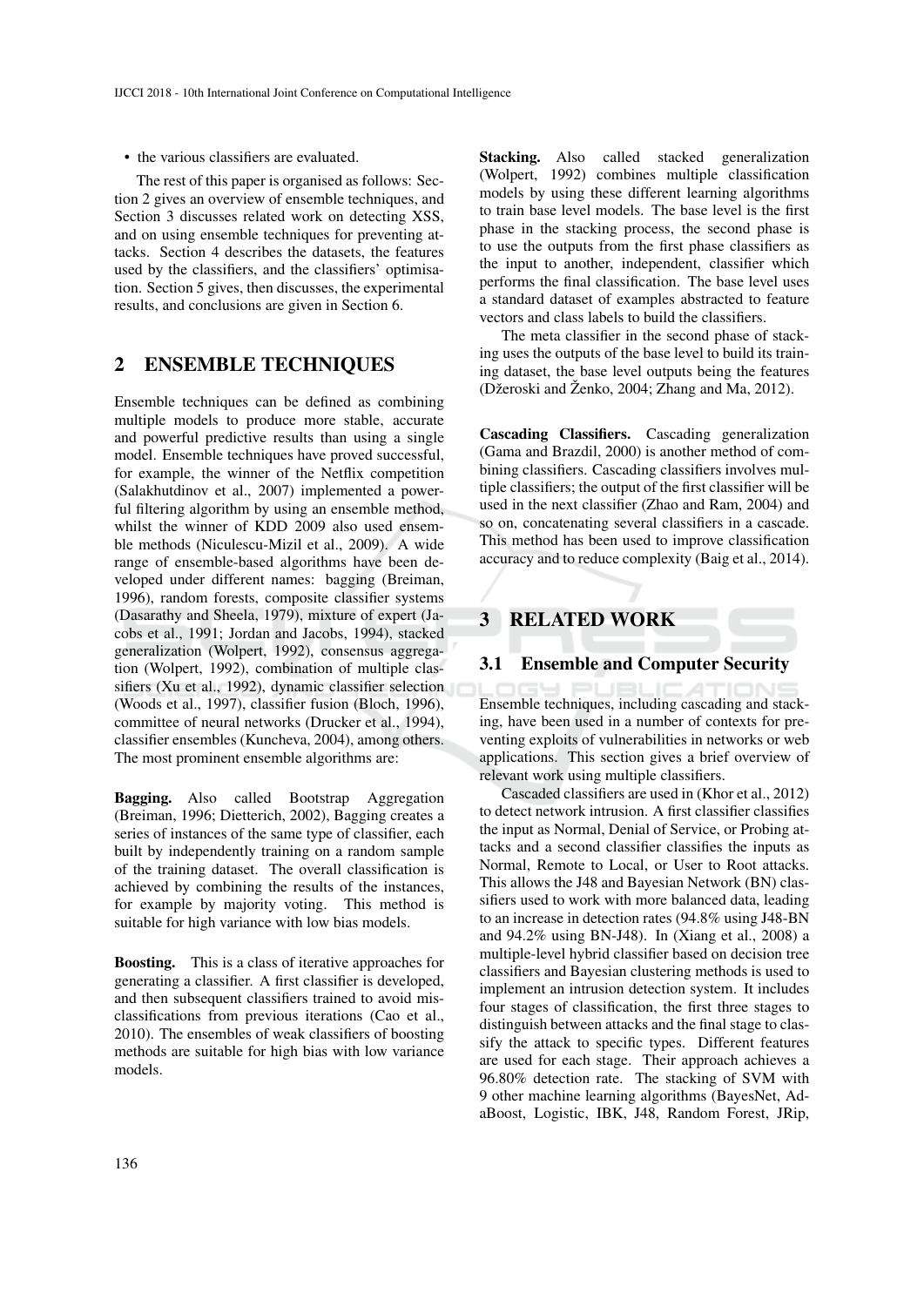- the various classifiers are evaluated.

The rest of this paper is organised as follows: Section 2 gives an overview of ensemble techniques, and Section 3 discusses related work on detecting XSS, and on using ensemble techniques for preventing attacks. Section 4 describes the datasets, the features used by the classifiers, and the classifiers' optimisation. Section 5 gives, then discusses, the experimental results, and conclusions are given in Section 6.

## 2 ENSEMBLE TECHNIQUES

Ensemble techniques can be defined as combining multiple models to produce more stable, accurate and powerful predictive results than using a single model. Ensemble techniques have proved successful, for example, the winner of the Netflix competition (Salakhutdinov et al., 2007) implemented a powerful filtering algorithm by using an ensemble method, whilst the winner of KDD 2009 also used ensemble methods (Niculescu-Mizil et al., 2009). A wide range of ensemble-based algorithms have been developed under different names: bagging (Breiman, 1996), random forests, composite classifier systems (Dasarathy and Sheela, 1979), mixture of expert (Jacobs et al., 1991; Jordan and Jacobs, 1994), stacked generalization (Wolpert, 1992), consensus aggregation (Wolpert, 1992), combination of multiple classifiers (Xu et al., 1992), dynamic classifier selection (Woods et al., 1997), classifier fusion (Bloch, 1996), committee of neural networks (Drucker et al., 1994), classifier ensembles (Kuncheva, 2004), among others. The most prominent ensemble algorithms are:

**Bagging.** Also called Bootstrap Aggregation (Breiman, 1996; Dietterich, 2002), Bagging creates a series of instances of the same type of classifier, each built by independently training on a random sample of the training dataset. The overall classification is achieved by combining the results of the instances, for example by majority voting. This method is suitable for high variance with low bias models.

**Boosting.** This is a class of iterative approaches for generating a classifier. A first classifier is developed, and then subsequent classifiers trained to avoid misclassifications from previous iterations (Cao et al., 2010). The ensembles of weak classifiers of boosting methods are suitable for high bias with low variance models.

**Stacking.** Also called stacked generalization (Wolpert, 1992) combines multiple classification models by using these different learning algorithms to train base level models. The base level is the first phase in the stacking process, the second phase is to use the outputs from the first phase classifiers as the input to another, independent, classifier which performs the final classification. The base level uses a standard dataset of examples abstracted to feature vectors and class labels to build the classifiers.

The meta classifier in the second phase of stacking uses the outputs of the base level to build its training dataset, the base level outputs being the features (Džeroski and Ženko, 2004; Zhang and Ma, 2012).

**Cascading Classifiers.** Cascading generalization (Gama and Brazdil, 2000) is another method of combining classifiers. Cascading classifiers involves multiple classifiers; the output of the first classifier will be used in the next classifier (Zhao and Ram, 2004) and so on, concatenating several classifiers in a cascade. This method has been used to improve classification accuracy and to reduce complexity (Baig et al., 2014).

## 3 RELATED WORK

### 3.1 Ensemble and Computer Security

Ensemble techniques, including cascading and stacking, have been used in a number of contexts for preventing exploits of vulnerabilities in networks or web applications. This section gives a brief overview of relevant work using multiple classifiers.

Cascaded classifiers are used in (Khor et al., 2012) to detect network intrusion. A first classifier classifies the input as Normal, Denial of Service, or Probing attacks and a second classifier classifies the inputs as Normal, Remote to Local, or User to Root attacks. This allows the J48 and Bayesian Network (BN) classifiers used to work with more balanced data, leading to an increase in detection rates (94.8% using J48-BN and 94.2% using BN-J48). In (Xiang et al., 2008) a multiple-level hybrid classifier based on decision tree classifiers and Bayesian clustering methods is used to implement an intrusion detection system. It includes four stages of classification, the first three stages to distinguish between attacks and the final stage to classify the attack to specific types. Different features are used for each stage. Their approach achieves a 96.80% detection rate. The stacking of SVM with 9 other machine learning algorithms (BayesNet, AdaBoost, Logistic, IBK, J48, Random Forest, JRip,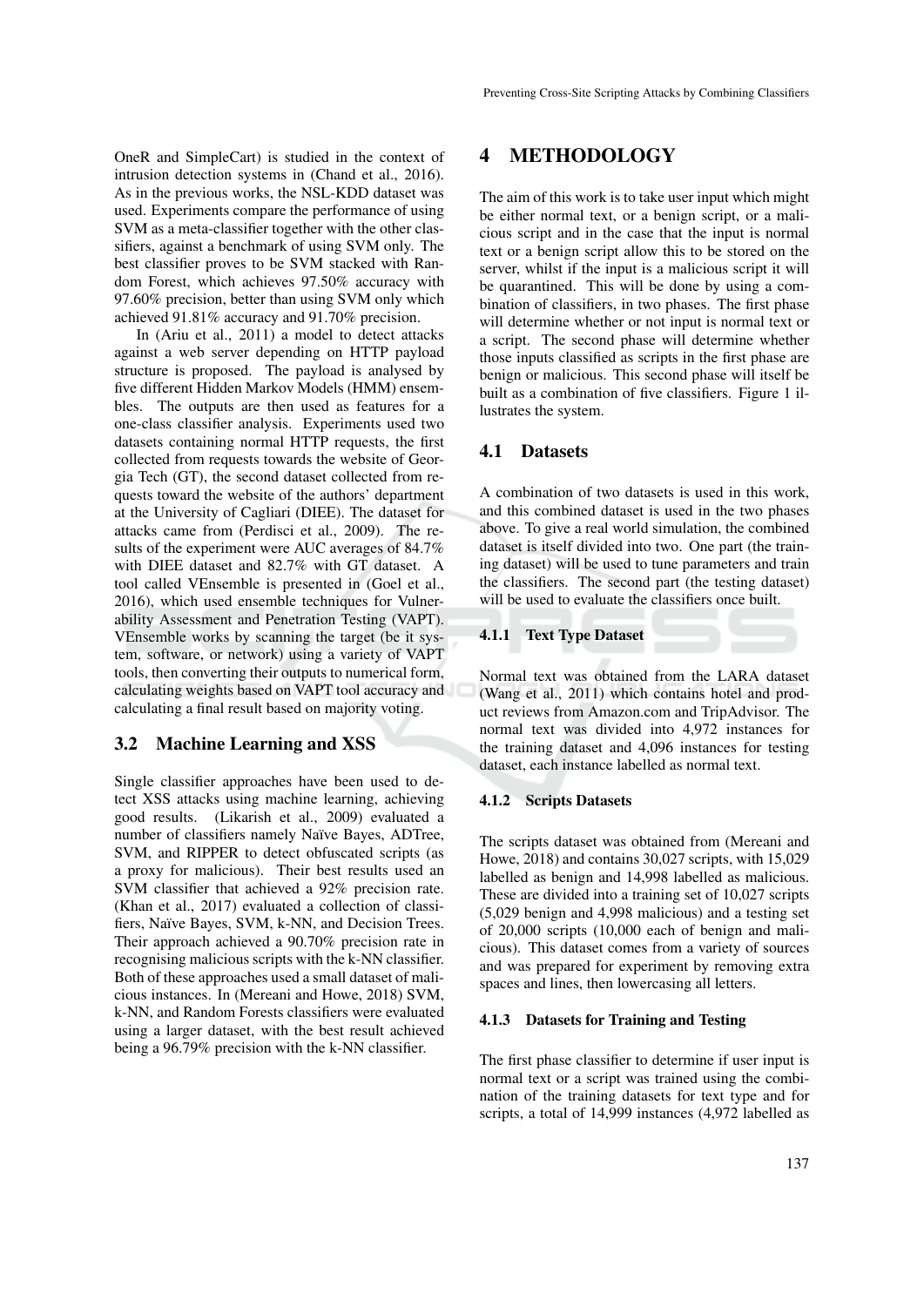OneR and SimpleCart) is studied in the context of intrusion detection systems in (Chand et al., 2016). As in the previous works, the NSL-KDD dataset was used. Experiments compare the performance of using SVM as a meta-classifier together with the other classifiers, against a benchmark of using SVM only. The best classifier proves to be SVM stacked with Random Forest, which achieves 97.50% accuracy with 97.60% precision, better than using SVM only which achieved 91.81% accuracy and 91.70% precision.

In (Ariu et al., 2011) a model to detect attacks against a web server depending on HTTP payload structure is proposed. The payload is analysed by five different Hidden Markov Models (HMM) ensembles. The outputs are then used as features for a one-class classifier analysis. Experiments used two datasets containing normal HTTP requests, the first collected from requests towards the website of Georgia Tech (GT), the second dataset collected from requests toward the website of the authors' department at the University of Cagliari (DIEE). The dataset for attacks came from (Perdisci et al., 2009). The results of the experiment were AUC averages of 84.7% with DIEE dataset and 82.7% with GT dataset. A tool called VEnsemble is presented in (Goel et al., 2016), which used ensemble techniques for Vulnerability Assessment and Penetration Testing (VAPT). VEnsemble works by scanning the target (be it system, software, or network) using a variety of VAPT tools, then converting their outputs to numerical form, calculating weights based on VAPT tool accuracy and calculating a final result based on majority voting.

## 3.2 Machine Learning and XSS

Single classifier approaches have been used to detect XSS attacks using machine learning, achieving good results. (Likarish et al., 2009) evaluated a number of classifiers namely Naïve Bayes, ADTree, SVM, and RIPPER to detect obfuscated scripts (as a proxy for malicious). Their best results used an SVM classifier that achieved a 92% precision rate. (Khan et al., 2017) evaluated a collection of classifiers, Naïve Bayes, SVM, k-NN, and Decision Trees. Their approach achieved a 90.70% precision rate in recognising malicious scripts with the k-NN classifier. Both of these approaches used a small dataset of malicious instances. In (Mereani and Howe, 2018) SVM, k-NN, and Random Forests classifiers were evaluated using a larger dataset, with the best result achieved being a 96.79% precision with the k-NN classifier.

# 4 METHODOLOGY

The aim of this work is to take user input which might be either normal text, or a benign script, or a malicious script and in the case that the input is normal text or a benign script allow this to be stored on the server, whilst if the input is a malicious script it will be quarantined. This will be done by using a combination of classifiers, in two phases. The first phase will determine whether or not input is normal text or a script. The second phase will determine whether those inputs classified as scripts in the first phase are benign or malicious. This second phase will itself be built as a combination of five classifiers. Figure 1 illustrates the system.

## 4.1 Datasets

A combination of two datasets is used in this work, and this combined dataset is used in the two phases above. To give a real world simulation, the combined dataset is itself divided into two. One part (the training dataset) will be used to tune parameters and train the classifiers. The second part (the testing dataset) will be used to evaluate the classifiers once built.

### 4.1.1 Text Type Dataset

Normal text was obtained from the LARA dataset (Wang et al., 2011) which contains hotel and product reviews from Amazon.com and TripAdvisor. The normal text was divided into 4,972 instances for the training dataset and 4,096 instances for testing dataset, each instance labelled as normal text.

### 4.1.2 Scripts Datasets

The scripts dataset was obtained from (Mereani and Howe, 2018) and contains 30,027 scripts, with 15,029 labelled as benign and 14,998 labelled as malicious. These are divided into a training set of 10,027 scripts (5,029 benign and 4,998 malicious) and a testing set of 20,000 scripts (10,000 each of benign and malicious). This dataset comes from a variety of sources and was prepared for experiment by removing extra spaces and lines, then lowercasing all letters.

### 4.1.3 Datasets for Training and Testing

The first phase classifier to determine if user input is normal text or a script was trained using the combination of the training datasets for text type and for scripts, a total of 14,999 instances (4,972 labelled as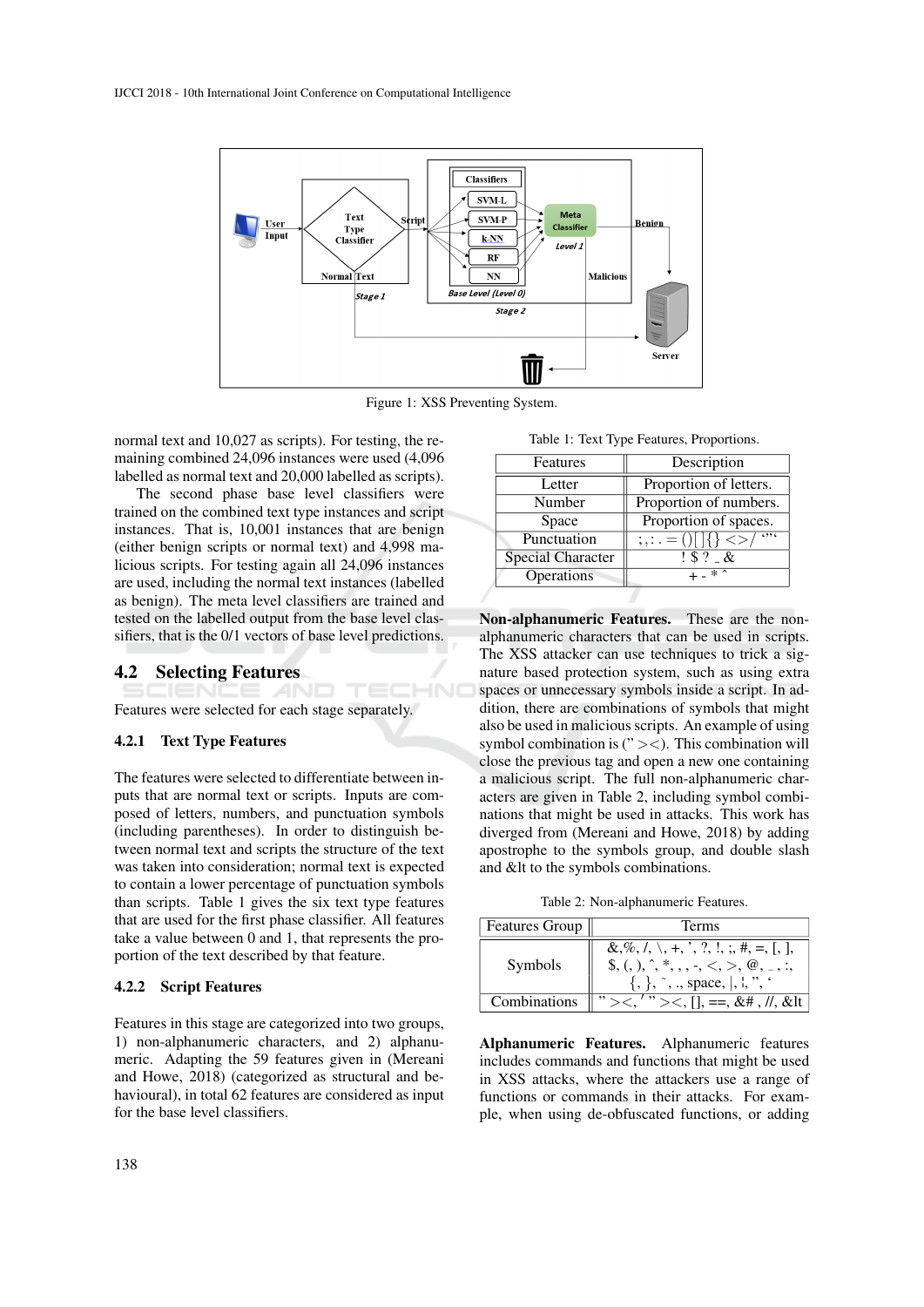Figure 1: XSS Preventing System.

normal text and 10,027 as scripts). For testing, the remaining combined 24,096 instances were used (4,096 labelled as normal text and 20,000 labelled as scripts).

The second phase base level classifiers were trained on the combined text type instances and script instances. That is, 10,001 instances that are benign (either benign scripts or normal text) and 4,998 malicious scripts. For testing again all 24,096 instances are used, including the normal text instances (labelled as benign). The meta level classifiers are trained and tested on the labelled output from the base level classifiers, that is the 0/1 vectors of base level predictions.

## 4.2 Selecting Features

Features were selected for each stage separately.

### 4.2.1 Text Type Features

The features were selected to differentiate between inputs that are normal text or scripts. Inputs are composed of letters, numbers, and punctuation symbols (including parentheses). In order to distinguish between normal text and scripts the structure of the text was taken into consideration; normal text is expected to contain a lower percentage of punctuation symbols than scripts. Table 1 gives the six text type features that are used for the first phase classifier. All features take a value between 0 and 1, that represents the proportion of the text described by that feature.

### 4.2.2 Script Features

Features in this stage are categorized into two groups, 1) non-alphanumeric characters, and 2) alphanumeric. Adapting the 59 features given in (Mereani and Howe, 2018) (categorized as structural and behavioural), in total 62 features are considered as input for the base level classifiers.

Table 1: Text Type Features, Proportions.

| Features | Description |
|---|---|
| Letter | Proportion of letters. |
| Number | Proportion of numbers. |
| Space | Proportion of spaces. |
| Punctuation | ; , : . = ( ) [ ] { } < > / "" ' |
| Special Character | ! $ ? _ & |
| Operations | + - * ^ |

**Non-alphanumeric Features.** These are the non-alphanumeric characters that can be used in scripts. The XSS attacker can use techniques to trick a signature based protection system, such as using extra spaces or unnecessary symbols inside a script. In addition, there are combinations of symbols that might also be used in malicious scripts. An example of using symbol combination is (" ><). This combination will close the previous tag and open a new one containing a malicious script. The full non-alphanumeric characters are given in Table 2, including symbol combinations that might be used in attacks. This work has diverged from (Mereani and Howe, 2018) by adding apostrophe to the symbols group, and double slash and &lt to the symbols combinations.

Table 2: Non-alphanumeric Features.

| Features Group | Terms |
|---|---|
| Symbols | &, %, /, \, +, ', ?, !, ;, #, =, [, ], $, (, ), ^, *, , , -, <, >, @, _, :, {, }, ~, ., space, \|, ', ", ` |
| Combinations | " ><, ' " ><, [], ==, &# , //, &lt |

**Alphanumeric Features.** Alphanumeric features includes commands and functions that might be used in XSS attacks, where the attackers use a range of functions or commands in their attacks. For example, when using de-obfuscated functions, or adding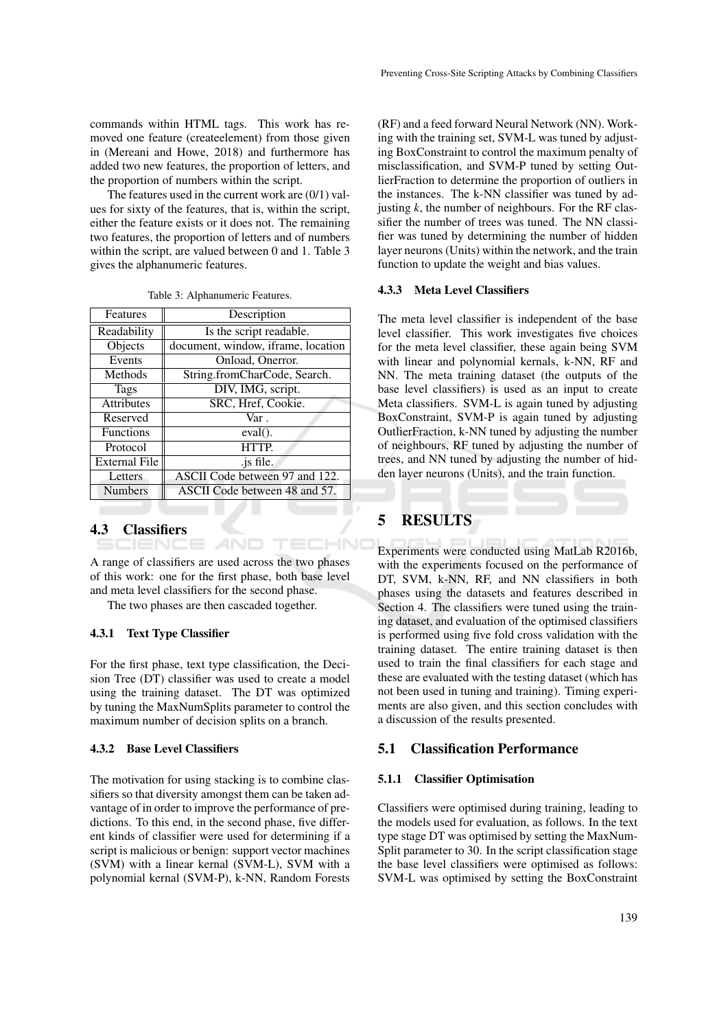commands within HTML tags. This work has removed one feature (createelement) from those given in (Mereani and Howe, 2018) and furthermore has added two new features, the proportion of letters, and the proportion of numbers within the script.

The features used in the current work are (0/1) values for sixty of the features, that is, within the script, either the feature exists or it does not. The remaining two features, the proportion of letters and of numbers within the script, are valued between 0 and 1. Table 3 gives the alphanumeric features.

Table 3: Alphanumeric Features.

| Features | Description |
|---|---|
| Readability | Is the script readable. |
| Objects | document, window, iframe, location |
| Events | Onload, Onerror. |
| Methods | String.fromCharCode, Search. |
| Tags | DIV, IMG, script. |
| Attributes | SRC, Href, Cookie. |
| Reserved | Var . |
| Functions | eval(). |
| Protocol | HTTP. |
| External File | .js file. |
| Letters | ASCII Code between 97 and 122. |
| Numbers | ASCII Code between 48 and 57. |

### 4.3 Classifiers

A range of classifiers are used across the two phases of this work: one for the first phase, both base level and meta level classifiers for the second phase.

The two phases are then cascaded together.

#### 4.3.1 Text Type Classifier

For the first phase, text type classification, the Decision Tree (DT) classifier was used to create a model using the training dataset. The DT was optimized by tuning the MaxNumSplits parameter to control the maximum number of decision splits on a branch.

#### 4.3.2 Base Level Classifiers

The motivation for using stacking is to combine classifiers so that diversity amongst them can be taken advantage of in order to improve the performance of predictions. To this end, in the second phase, five different kinds of classifier were used for determining if a script is malicious or benign: support vector machines (SVM) with a linear kernal (SVM-L), SVM with a polynomial kernal (SVM-P), k-NN, Random Forests (RF) and a feed forward Neural Network (NN). Working with the training set, SVM-L was tuned by adjusting BoxConstraint to control the maximum penalty of misclassification, and SVM-P tuned by setting OutlierFraction to determine the proportion of outliers in the instances. The k-NN classifier was tuned by adjusting *k*, the number of neighbours. For the RF classifier the number of trees was tuned. The NN classifier was tuned by determining the number of hidden layer neurons (Units) within the network, and the train function to update the weight and bias values.

#### 4.3.3 Meta Level Classifiers

The meta level classifier is independent of the base level classifier. This work investigates five choices for the meta level classifier, these again being SVM with linear and polynomial kernals, k-NN, RF and NN. The meta training dataset (the outputs of the base level classifiers) is used as an input to create Meta classifiers. SVM-L is again tuned by adjusting BoxConstraint, SVM-P is again tuned by adjusting OutlierFraction, k-NN tuned by adjusting the number of neighbours, RF tuned by adjusting the number of trees, and NN tuned by adjusting the number of hidden layer neurons (Units), and the train function.

## 5 RESULTS

Experiments were conducted using MatLab R2016b, with the experiments focused on the performance of DT, SVM, k-NN, RF, and NN classifiers in both phases using the datasets and features described in Section 4. The classifiers were tuned using the training dataset, and evaluation of the optimised classifiers is performed using five fold cross validation with the training dataset. The entire training dataset is then used to train the final classifiers for each stage and these are evaluated with the testing dataset (which has not been used in tuning and training). Timing experiments are also given, and this section concludes with a discussion of the results presented.

### 5.1 Classification Performance

#### 5.1.1 Classifier Optimisation

Classifiers were optimised during training, leading to the models used for evaluation, as follows. In the text type stage DT was optimised by setting the MaxNumSplit parameter to 30. In the script classification stage the base level classifiers were optimised as follows: SVM-L was optimised by setting the BoxConstraint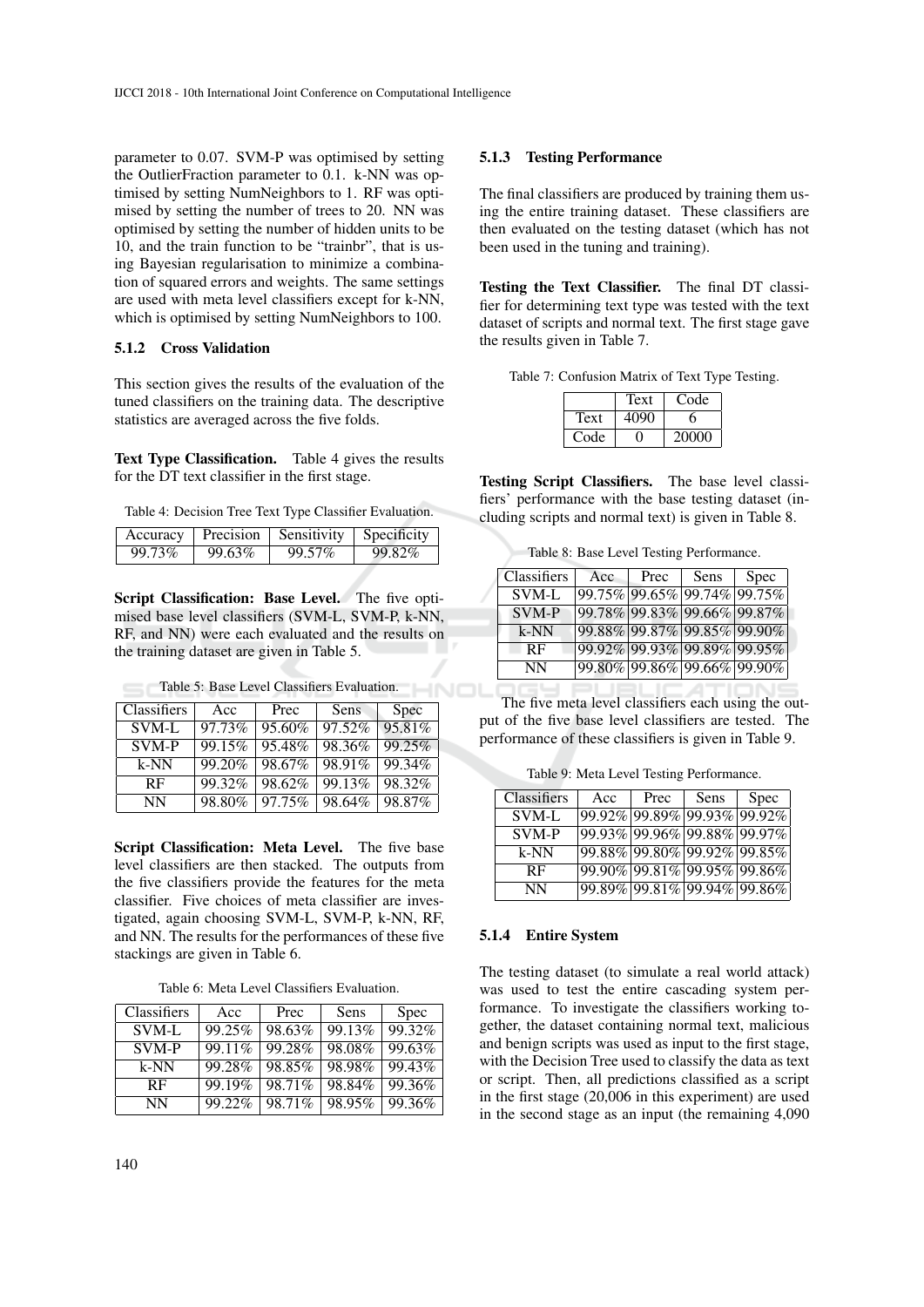parameter to 0.07. SVM-P was optimised by setting the OutlierFraction parameter to 0.1. k-NN was optimised by setting NumNeighbors to 1. RF was optimised by setting the number of trees to 20. NN was optimised by setting the number of hidden units to be 10, and the train function to be "trainbr", that is using Bayesian regularisation to minimize a combination of squared errors and weights. The same settings are used with meta level classifiers except for k-NN, which is optimised by setting NumNeighbors to 100.

#### 5.1.2 Cross Validation

This section gives the results of the evaluation of the tuned classifiers on the training data. The descriptive statistics are averaged across the five folds.

**Text Type Classification.** Table 4 gives the results for the DT text classifier in the first stage.

Table 4: Decision Tree Text Type Classifier Evaluation.

| Accuracy | Precision | Sensitivity | Specificity |
|---|---|---|---|
| 99.73% | 99.63% | 99.57% | 99.82% |

**Script Classification: Base Level.** The five optimised base level classifiers (SVM-L, SVM-P, k-NN, RF, and NN) were each evaluated and the results on the training dataset are given in Table 5.

Table 5: Base Level Classifiers Evaluation.

| Classifiers | Acc | Prec | Sens | Spec |
|---|---|---|---|---|
| SVM-L | 97.73% | 95.60% | 97.52% | 95.81% |
| SVM-P | 99.15% | 95.48% | 98.36% | 99.25% |
| k-NN | 99.20% | 98.67% | 98.91% | 99.34% |
| RF | 99.32% | 98.62% | 99.13% | 98.32% |
| NN | 98.80% | 97.75% | 98.64% | 98.87% |

**Script Classification: Meta Level.** The five base level classifiers are then stacked. The outputs from the five classifiers provide the features for the meta classifier. Five choices of meta classifier are investigated, again choosing SVM-L, SVM-P, k-NN, RF, and NN. The results for the performances of these five stackings are given in Table 6.

Table 6: Meta Level Classifiers Evaluation.

| Classifiers | Acc | Prec | Sens | Spec |
|---|---|---|---|---|
| SVM-L | 99.25% | 98.63% | 99.13% | 99.32% |
| SVM-P | 99.11% | 99.28% | 98.08% | 99.63% |
| k-NN | 99.28% | 98.85% | 98.98% | 99.43% |
| RF | 99.19% | 98.71% | 98.84% | 99.36% |
| NN | 99.22% | 98.71% | 98.95% | 99.36% |

#### 5.1.3 Testing Performance

The final classifiers are produced by training them using the entire training dataset. These classifiers are then evaluated on the testing dataset (which has not been used in the tuning and training).

**Testing the Text Classifier.** The final DT classifier for determining text type was tested with the text dataset of scripts and normal text. The first stage gave the results given in Table 7.

Table 7: Confusion Matrix of Text Type Testing.

| | Text | Code |
|---|---|---|
| Text | 4090 | 6 |
| Code | 0 | 20000 |

**Testing Script Classifiers.** The base level classifiers' performance with the base testing dataset (including scripts and normal text) is given in Table 8.

Table 8: Base Level Testing Performance.

| Classifiers | Acc | Prec | Sens | Spec |
|---|---|---|---|---|
| SVM-L | 99.75% | 99.65% | 99.74% | 99.75% |
| SVM-P | 99.78% | 99.83% | 99.66% | 99.87% |
| k-NN | 99.88% | 99.87% | 99.85% | 99.90% |
| RF | 99.92% | 99.93% | 99.89% | 99.95% |
| NN | 99.80% | 99.86% | 99.66% | 99.90% |

The five meta level classifiers each using the output of the five base level classifiers are tested. The performance of these classifiers is given in Table 9.

Table 9: Meta Level Testing Performance.

| Classifiers | Acc | Prec | Sens | Spec |
|---|---|---|---|---|
| SVM-L | 99.92% | 99.89% | 99.93% | 99.92% |
| SVM-P | 99.93% | 99.96% | 99.88% | 99.97% |
| k-NN | 99.88% | 99.80% | 99.92% | 99.85% |
| RF | 99.90% | 99.81% | 99.95% | 99.86% |
| NN | 99.89% | 99.81% | 99.94% | 99.86% |

#### 5.1.4 Entire System

The testing dataset (to simulate a real world attack) was used to test the entire cascading system performance. To investigate the classifiers working together, the dataset containing normal text, malicious and benign scripts was used as input to the first stage, with the Decision Tree used to classify the data as text or script. Then, all predictions classified as a script in the first stage (20,006 in this experiment) are used in the second stage as an input (the remaining 4,090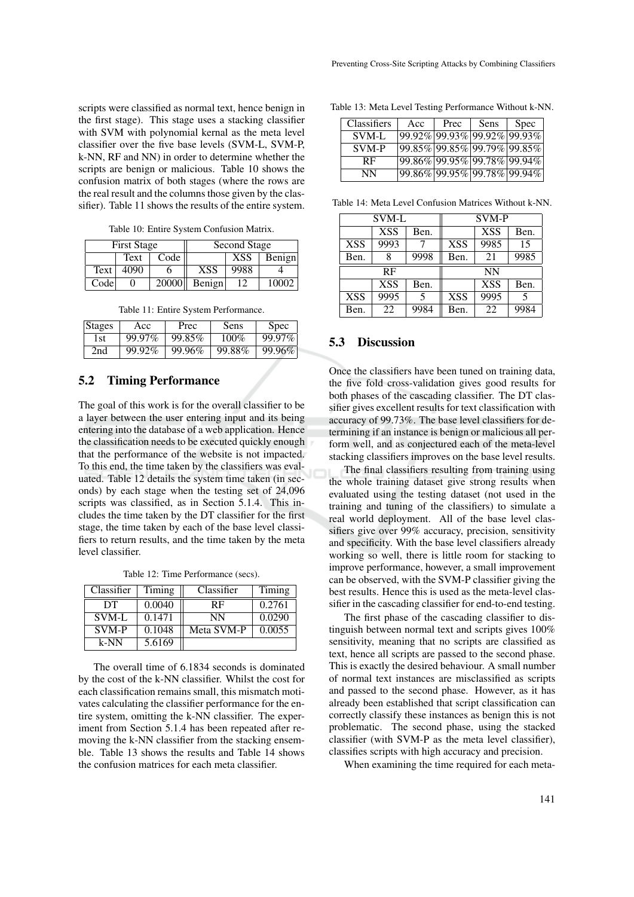scripts were classified as normal text, hence benign in the first stage). This stage uses a stacking classifier with SVM with polynomial kernal as the meta level classifier over the five base levels (SVM-L, SVM-P, k-NN, RF and NN) in order to determine whether the scripts are benign or malicious. Table 10 shows the confusion matrix of both stages (where the rows are the real result and the columns those given by the classifier). Table 11 shows the results of the entire system.

Table 10: Entire System Confusion Matrix.

| First Stage | | | Second Stage | | |
|---|---|---|---|---|---|
| | Text | Code | | XSS | Benign |
| Text | 4090 | 6 | XSS | 9988 | 4 |
| Code | 0 | 20000 | Benign | 12 | 10002 |

Table 11: Entire System Performance.

| Stages | Acc | Prec | Sens | Spec |
|---|---|---|---|---|
| 1st | 99.97% | 99.85% | 100% | 99.97% |
| 2nd | 99.92% | 99.96% | 99.88% | 99.96% |

## 5.2 Timing Performance

The goal of this work is for the overall classifier to be a layer between the user entering input and its being entering into the database of a web application. Hence the classification needs to be executed quickly enough that the performance of the website is not impacted. To this end, the time taken by the classifiers was evaluated. Table 12 details the system time taken (in seconds) by each stage when the testing set of 24,096 scripts was classified, as in Section 5.1.4. This includes the time taken by the DT classifier for the first stage, the time taken by each of the base level classifiers to return results, and the time taken by the meta level classifier.

Table 12: Time Performance (secs).

| Classifier | Timing | Classifier | Timing |
|---|---|---|---|
| DT | 0.0040 | RF | 0.2761 |
| SVM-L | 0.1471 | NN | 0.0290 |
| SVM-P | 0.1048 | Meta SVM-P | 0.0055 |
| k-NN | 5.6169 | | |

The overall time of 6.1834 seconds is dominated by the cost of the k-NN classifier. Whilst the cost for each classification remains small, this mismatch motivates calculating the classifier performance for the entire system, omitting the k-NN classifier. The experiment from Section 5.1.4 has been repeated after removing the k-NN classifier from the stacking ensemble. Table 13 shows the results and Table 14 shows the confusion matrices for each meta classifier.

Table 13: Meta Level Testing Performance Without k-NN.

| Classifiers | Acc | Prec | Sens | Spec |
|---|---|---|---|---|
| SVM-L | 99.92% | 99.93% | 99.92% | 99.93% |
| SVM-P | 99.85% | 99.85% | 99.79% | 99.85% |
| RF | 99.86% | 99.95% | 99.78% | 99.94% |
| NN | 99.86% | 99.95% | 99.78% | 99.94% |

Table 14: Meta Level Confusion Matrices Without k-NN.

| SVM-L | | | SVM-P | | |
|---|---|---|---|---|---|
| | XSS | Ben. | | XSS | Ben. |
| XSS | 9993 | 7 | XSS | 9985 | 15 |
| Ben. | 8 | 9998 | Ben. | 21 | 9985 |
| RF | | | NN | | |
| | XSS | Ben. | | XSS | Ben. |
| XSS | 9995 | 5 | XSS | 9995 | 5 |
| Ben. | 22 | 9984 | Ben. | 22 | 9984 |

## 5.3 Discussion

Once the classifiers have been tuned on training data, the five fold cross-validation gives good results for both phases of the cascading classifier. The DT classifier gives excellent results for text classification with accuracy of 99.73%. The base level classifiers for determining if an instance is benign or malicious all perform well, and as conjectured each of the meta-level stacking classifiers improves on the base level results.

The final classifiers resulting from training using the whole training dataset give strong results when evaluated using the testing dataset (not used in the training and tuning of the classifiers) to simulate a real world deployment. All of the base level classifiers give over 99% accuracy, precision, sensitivity and specificity. With the base level classifiers already working so well, there is little room for stacking to improve performance, however, a small improvement can be observed, with the SVM-P classifier giving the best results. Hence this is used as the meta-level classifier in the cascading classifier for end-to-end testing.

The first phase of the cascading classifier to distinguish between normal text and scripts gives 100% sensitivity, meaning that no scripts are classified as text, hence all scripts are passed to the second phase. This is exactly the desired behaviour. A small number of normal text instances are misclassified as scripts and passed to the second phase. However, as it has already been established that script classification can correctly classify these instances as benign this is not problematic. The second phase, using the stacked classifier (with SVM-P as the meta level classifier), classifies scripts with high accuracy and precision.

When examining the time required for each meta-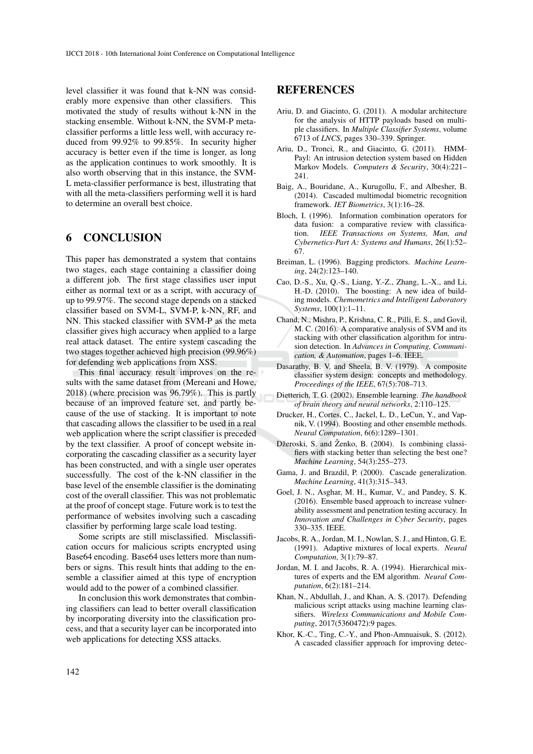level classifier it was found that k-NN was considerably more expensive than other classifiers. This motivated the study of results without k-NN in the stacking ensemble. Without k-NN, the SVM-P meta-classifier performs a little less well, with accuracy reduced from 99.92% to 99.85%. In security higher accuracy is better even if the time is longer, as long as the application continues to work smoothly. It is also worth observing that in this instance, the SVM-L meta-classifier performance is best, illustrating that with all the meta-classifiers performing well it is hard to determine an overall best choice.

## 6 CONCLUSION

This paper has demonstrated a system that contains two stages, each stage containing a classifier doing a different job. The first stage classifies user input either as normal text or as a script, with accuracy of up to 99.97%. The second stage depends on a stacked classifier based on SVM-L, SVM-P, k-NN, RF, and NN. This stacked classifier with SVM-P as the meta classifier gives high accuracy when applied to a large real attack dataset. The entire system cascading the two stages together achieved high precision (99.96%) for defending web applications from XSS.

This final accuracy result improves on the results with the same dataset from (Mereani and Howe, 2018) (where precision was 96.79%). This is partly because of an improved feature set, and partly because of the use of stacking. It is important to note that cascading allows the classifier to be used in a real web application where the script classifier is preceded by the text classifier. A proof of concept website incorporating the cascading classifier as a security layer has been constructed, and with a single user operates successfully. The cost of the k-NN classifier in the base level of the ensemble classifier is the dominating cost of the overall classifier. This was not problematic at the proof of concept stage. Future work is to test the performance of websites involving such a cascading classifier by performing large scale load testing.

Some scripts are still misclassified. Misclassification occurs for malicious scripts encrypted using Base64 encoding. Base64 uses letters more than numbers or signs. This result hints that adding to the ensemble a classifier aimed at this type of encryption would add to the power of a combined classifier.

In conclusion this work demonstrates that combining classifiers can lead to better overall classification by incorporating diversity into the classification process, and that a security layer can be incorporated into web applications for detecting XSS attacks.

## REFERENCES

Ariu, D. and Giacinto, G. (2011). A modular architecture for the analysis of HTTP payloads based on multiple classifiers. In *Multiple Classifier Systems*, volume 6713 of *LNCS*, pages 330–339. Springer.

Ariu, D., Tronci, R., and Giacinto, G. (2011). HMM-Payl: An intrusion detection system based on Hidden Markov Models. *Computers & Security*, 30(4):221–241.

Baig, A., Bouridane, A., Kurugollu, F., and Albesher, B. (2014). Cascaded multimodal biometric recognition framework. *IET Biometrics*, 3(1):16–28.

Bloch, I. (1996). Information combination operators for data fusion: a comparative review with classification. *IEEE Transactions on Systems, Man, and Cybernetics-Part A: Systems and Humans*, 26(1):52–67.

Breiman, L. (1996). Bagging predictors. *Machine Learning*, 24(2):123–140.

Cao, D.-S., Xu, Q.-S., Liang, Y.-Z., Zhang, L.-X., and Li, H.-D. (2010). The boosting: A new idea of building models. *Chemometrics and Intelligent Laboratory Systems*, 100(1):1–11.

Chand, N., Mishra, P., Krishna, C. R., Pilli, E. S., and Govil, M. C. (2016). A comparative analysis of SVM and its stacking with other classification algorithm for intrusion detection. In *Advances in Computing, Communication, & Automation*, pages 1–6. IEEE.

Dasarathy, B. V. and Sheela, B. V. (1979). A composite classifier system design: concepts and methodology. *Proceedings of the IEEE*, 67(5):708–713.

Dietterich, T. G. (2002). Ensemble learning. *The handbook of brain theory and neural networks*, 2:110–125.

Drucker, H., Cortes, C., Jackel, L. D., LeCun, Y., and Vapnik, V. (1994). Boosting and other ensemble methods. *Neural Computation*, 6(6):1289–1301.

Džeroski, S. and Ženko, B. (2004). Is combining classifiers with stacking better than selecting the best one? *Machine Learning*, 54(3):255–273.

Gama, J. and Brazdil, P. (2000). Cascade generalization. *Machine Learning*, 41(3):315–343.

Goel, J. N., Asghar, M. H., Kumar, V., and Pandey, S. K. (2016). Ensemble based approach to increase vulnerability assessment and penetration testing accuracy. In *Innovation and Challenges in Cyber Security*, pages 330–335. IEEE.

Jacobs, R. A., Jordan, M. I., Nowlan, S. J., and Hinton, G. E. (1991). Adaptive mixtures of local experts. *Neural Computation*, 3(1):79–87.

Jordan, M. I. and Jacobs, R. A. (1994). Hierarchical mixtures of experts and the EM algorithm. *Neural Computation*, 6(2):181–214.

Khan, N., Abdullah, J., and Khan, A. S. (2017). Defending malicious script attacks using machine learning classifiers. *Wireless Communications and Mobile Computing*, 2017(5360472):9 pages.

Khor, K.-C., Ting, C.-Y., and Phon-Amnuaisuk, S. (2012). A cascaded classifier approach for improving detec-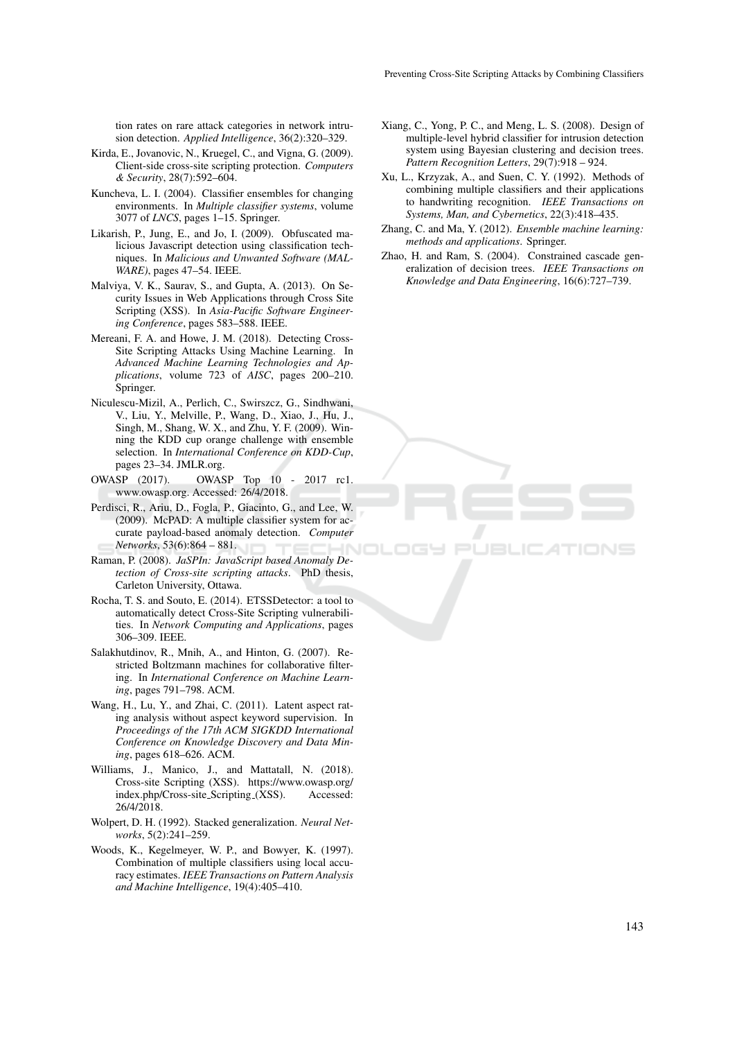tion rates on rare attack categories in network intrusion detection. *Applied Intelligence*, 36(2):320–329.

Kirda, E., Jovanovic, N., Kruegel, C., and Vigna, G. (2009). Client-side cross-site scripting protection. *Computers & Security*, 28(7):592–604.

Kuncheva, L. I. (2004). Classifier ensembles for changing environments. In *Multiple classifier systems*, volume 3077 of *LNCS*, pages 1–15. Springer.

Likarish, P., Jung, E., and Jo, I. (2009). Obfuscated malicious Javascript detection using classification techniques. In *Malicious and Unwanted Software (MALWARE)*, pages 47–54. IEEE.

Malviya, V. K., Saurav, S., and Gupta, A. (2013). On Security Issues in Web Applications through Cross Site Scripting (XSS). In *Asia-Pacific Software Engineering Conference*, pages 583–588. IEEE.

Mereani, F. A. and Howe, J. M. (2018). Detecting Cross-Site Scripting Attacks Using Machine Learning. In *Advanced Machine Learning Technologies and Applications*, volume 723 of *AISC*, pages 200–210. Springer.

Niculescu-Mizil, A., Perlich, C., Swirszcz, G., Sindhwani, V., Liu, Y., Melville, P., Wang, D., Xiao, J., Hu, J., Singh, M., Shang, W. X., and Zhu, Y. F. (2009). Winning the KDD cup orange challenge with ensemble selection. In *International Conference on KDD-Cup*, pages 23–34. JMLR.org.

OWASP (2017). OWASP Top 10 - 2017 rc1. www.owasp.org. Accessed: 26/4/2018.

Perdisci, R., Ariu, D., Fogla, P., Giacinto, G., and Lee, W. (2009). McPAD: A multiple classifier system for accurate payload-based anomaly detection. *Computer Networks*, 53(6):864 – 881.

Raman, P. (2008). *JaSPIn: JavaScript based Anomaly Detection of Cross-site scripting attacks*. PhD thesis, Carleton University, Ottawa.

Rocha, T. S. and Souto, E. (2014). ETSSDetector: a tool to automatically detect Cross-Site Scripting vulnerabilities. In *Network Computing and Applications*, pages 306–309. IEEE.

Salakhutdinov, R., Mnih, A., and Hinton, G. (2007). Restricted Boltzmann machines for collaborative filtering. In *International Conference on Machine Learning*, pages 791–798. ACM.

Wang, H., Lu, Y., and Zhai, C. (2011). Latent aspect rating analysis without aspect keyword supervision. In *Proceedings of the 17th ACM SIGKDD International Conference on Knowledge Discovery and Data Mining*, pages 618–626. ACM.

Williams, J., Manico, J., and Mattatall, N. (2018). Cross-site Scripting (XSS). https://www.owasp.org/index.php/Cross-site_Scripting_(XSS). Accessed: 26/4/2018.

Wolpert, D. H. (1992). Stacked generalization. *Neural Networks*, 5(2):241–259.

Woods, K., Kegelmeyer, W. P., and Bowyer, K. (1997). Combination of multiple classifiers using local accuracy estimates. *IEEE Transactions on Pattern Analysis and Machine Intelligence*, 19(4):405–410.

Xiang, C., Yong, P. C., and Meng, L. S. (2008). Design of multiple-level hybrid classifier for intrusion detection system using Bayesian clustering and decision trees. *Pattern Recognition Letters*, 29(7):918 – 924.

Xu, L., Krzyzak, A., and Suen, C. Y. (1992). Methods of combining multiple classifiers and their applications to handwriting recognition. *IEEE Transactions on Systems, Man, and Cybernetics*, 22(3):418–435.

Zhang, C. and Ma, Y. (2012). *Ensemble machine learning: methods and applications*. Springer.

Zhao, H. and Ram, S. (2004). Constrained cascade generalization of decision trees. *IEEE Transactions on Knowledge and Data Engineering*, 16(6):727–739.